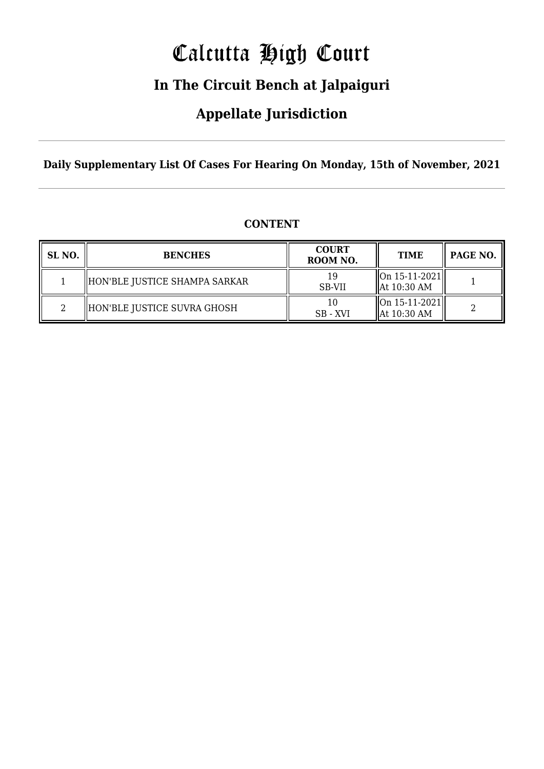# Calcutta High Court

## In The Circuit Bench at Jalpaiguri

## Appellate Jurisdiction

**Daily Supplementary List Of Cases For Hearing On Monday, 15th of November, 2021**

### CONTENT

| SL NO. | BENCHES | COURT ROOM NO. | TIME | PAGE NO. |
|---|---|---|---|---|
| 1 | HON'BLE JUSTICE SHAMPA SARKAR | 19 SB-VII | On 15-11-2021 At 10:30 AM | 1 |
| 2 | HON'BLE JUSTICE SUVRA GHOSH | 10 SB - XVI | On 15-11-2021 At 10:30 AM | 2 |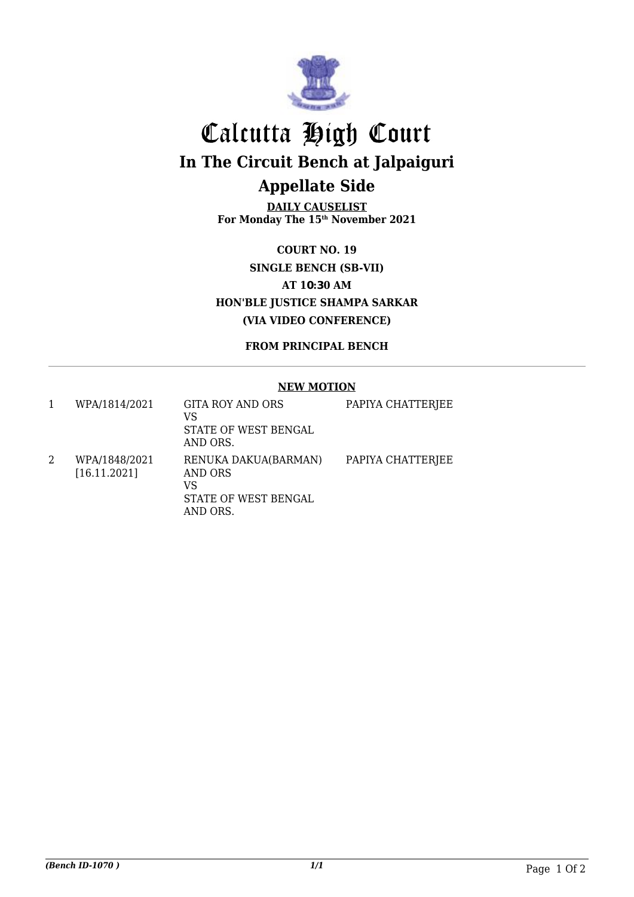# Calcutta High Court

## In The Circuit Bench at Jalpaiguri

## Appellate Side

**DAILY CAUSELIST**
**For Monday The 15th November 2021**

**COURT NO. 19**
**SINGLE BENCH (SB-VII)**
**AT 10:30 AM**
**HON'BLE JUSTICE SHAMPA SARKAR**
**(VIA VIDEO CONFERENCE)**

**FROM PRINCIPAL BENCH**

**NEW MOTION**

| | | | |
|---|---|---|---|
| 1 | WPA/1814/2021 | GITA ROY AND ORS<br>VS<br>STATE OF WEST BENGAL AND ORS. | PAPIYA CHATTERJEE |
| 2 | WPA/1848/2021<br>[16.11.2021] | RENUKA DAKUA(BARMAN) AND ORS<br>VS<br>STATE OF WEST BENGAL AND ORS. | PAPIYA CHATTERJEE |

*(Bench ID-1070 )* *1/1*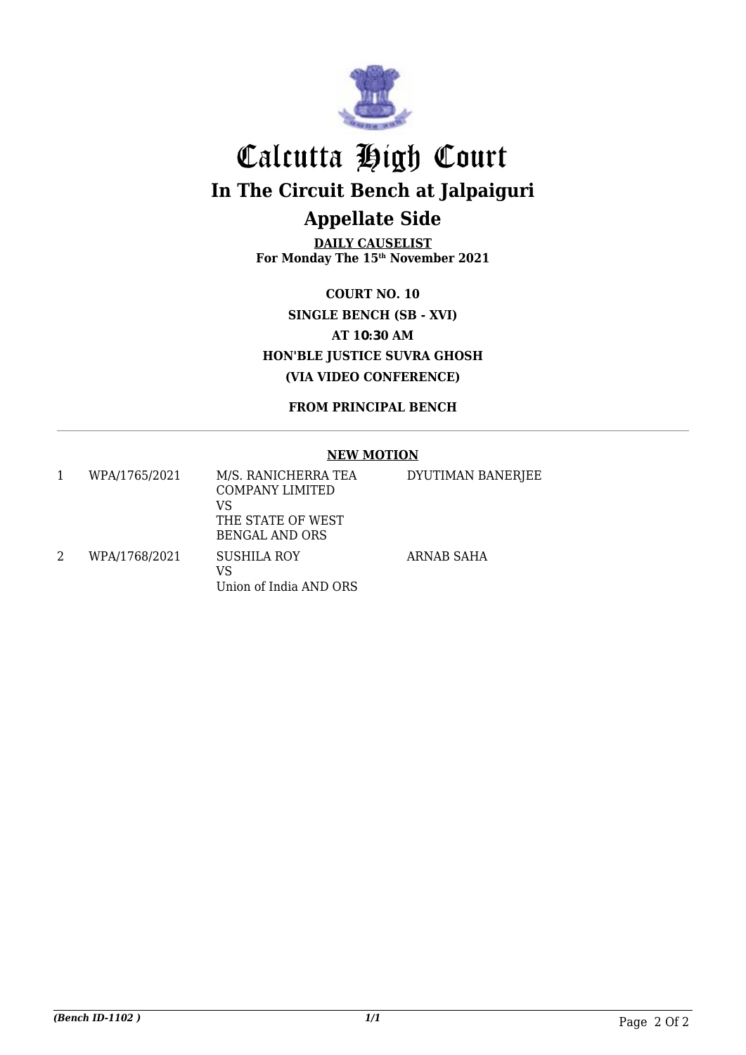# Calcutta High Court

## In The Circuit Bench at Jalpaiguri

## Appellate Side

**DAILY CAUSELIST**
**For Monday The 15th November 2021**

**COURT NO. 10**
**SINGLE BENCH (SB - XVI)**
**AT 10:30 AM**
**HON'BLE JUSTICE SUVRA GHOSH**
**(VIA VIDEO CONFERENCE)**

**FROM PRINCIPAL BENCH**

**NEW MOTION**

| | | | |
|---|---|---|---|
| 1 | WPA/1765/2021 | M/S. RANICHERRA TEA COMPANY LIMITED<br>VS<br>THE STATE OF WEST BENGAL AND ORS | DYUTIMAN BANERJEE |
| 2 | WPA/1768/2021 | SUSHILA ROY<br>VS<br>Union of India AND ORS | ARNAB SAHA |

*(Bench ID-1102 )* 1/1